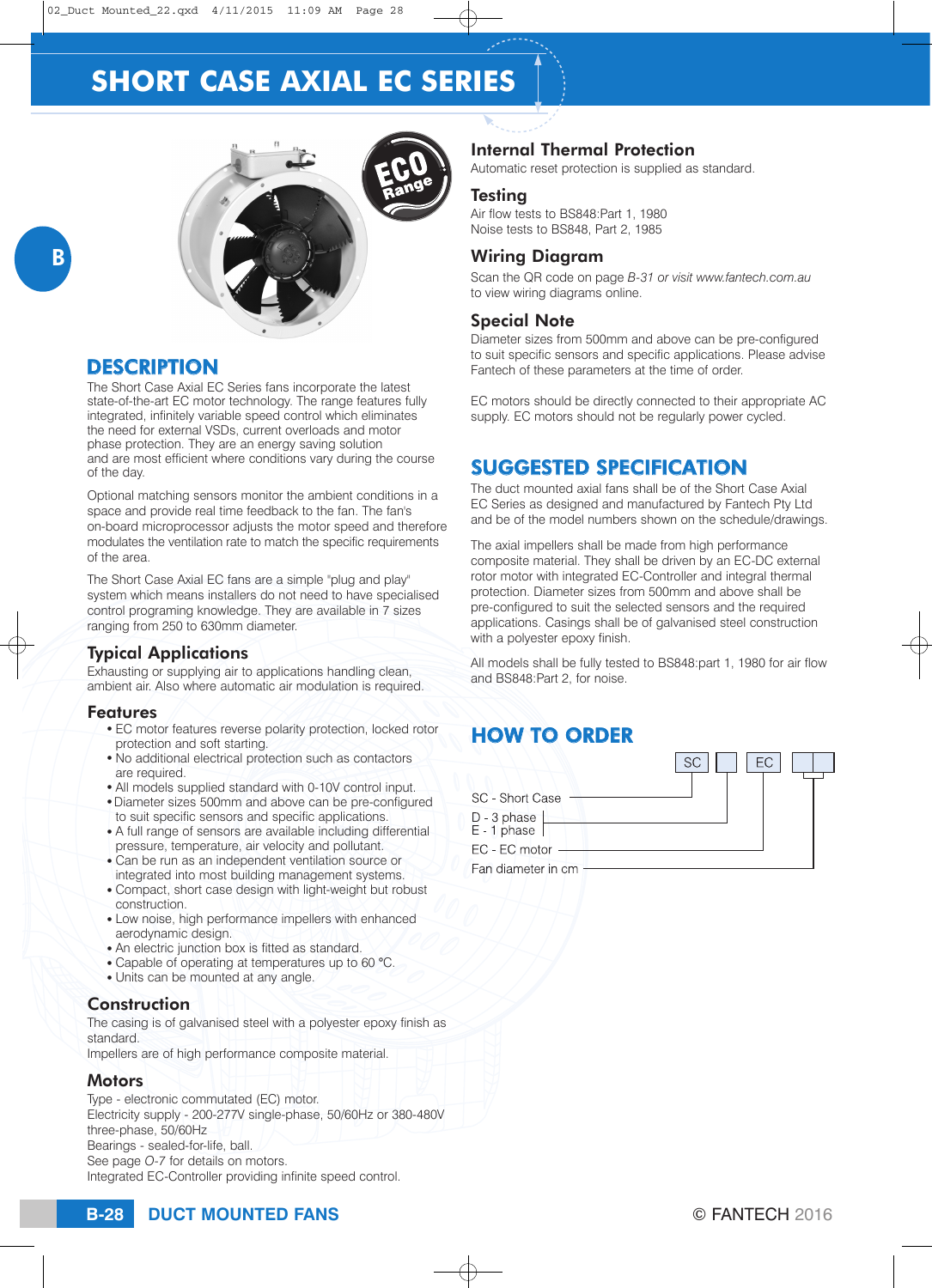# SHORT CASE AXIAL EC SERIES

## DESCRIPTION

The Short Case Axial EC Series fans incorporate the latest state-of-the-art EC motor technology. The range features fully integrated, infinitely variable speed control which eliminates the need for external VSDs, current overloads and motor phase protection. They are an energy saving solution and are most efficient where conditions vary during the course of the day.

Optional matching sensors monitor the ambient conditions in a space and provide real time feedback to the fan. The fan's on-board microprocessor adjusts the motor speed and therefore modulates the ventilation rate to match the specific requirements of the area.

The Short Case Axial EC fans are a simple "plug and play" system which means installers do not need to have specialised control programing knowledge. They are available in 7 sizes ranging from 250 to 630mm diameter.

### Typical Applications

Exhausting or supplying air to applications handling clean, ambient air. Also where automatic air modulation is required.

### Features

- EC motor features reverse polarity protection, locked rotor protection and soft starting.
- No additional electrical protection such as contactors are required.
- All models supplied standard with 0-10V control input.
- Diameter sizes 500mm and above can be pre-configured to suit specific sensors and specific applications.
- A full range of sensors are available including differential pressure, temperature, air velocity and pollutant.
- Can be run as an independent ventilation source or integrated into most building management systems.
- Compact, short case design with light-weight but robust construction.
- Low noise, high performance impellers with enhanced aerodynamic design.
- An electric junction box is fitted as standard.
- Capable of operating at temperatures up to 60 °C.
- Units can be mounted at any angle.

### Construction

The casing is of galvanised steel with a polyester epoxy finish as standard.
Impellers are of high performance composite material.

### Motors

Type - electronic commutated (EC) motor.
Electricity supply - 200-277V single-phase, 50/60Hz or 380-480V three-phase, 50/60Hz
Bearings - sealed-for-life, ball.
See page *O-7* for details on motors.
Integrated EC-Controller providing infinite speed control.

### Internal Thermal Protection

Automatic reset protection is supplied as standard.

### Testing

Air flow tests to BS848:Part 1, 1980
Noise tests to BS848, Part 2, 1985

### Wiring Diagram

Scan the QR code on page *B-31 or visit www.fantech.com.au* to view wiring diagrams online.

### Special Note

Diameter sizes from 500mm and above can be pre-configured to suit specific sensors and specific applications. Please advise Fantech of these parameters at the time of order.

EC motors should be directly connected to their appropriate AC supply. EC motors should not be regularly power cycled.

## SUGGESTED SPECIFICATION

The duct mounted axial fans shall be of the Short Case Axial EC Series as designed and manufactured by Fantech Pty Ltd and be of the model numbers shown on the schedule/drawings.

The axial impellers shall be made from high performance composite material. They shall be driven by an EC-DC external rotor motor with integrated EC-Controller and integral thermal protection. Diameter sizes from 500mm and above shall be pre-configured to suit the selected sensors and the required applications. Casings shall be of galvanised steel construction with a polyester epoxy finish.

All models shall be fully tested to BS848:part 1, 1980 for air flow and BS848:Part 2, for noise.

## HOW TO ORDER

SC | ☐ | EC | ☐☐

- SC - Short Case
- D - 3 phase
- E - 1 phase
- EC - EC motor
- Fan diameter in cm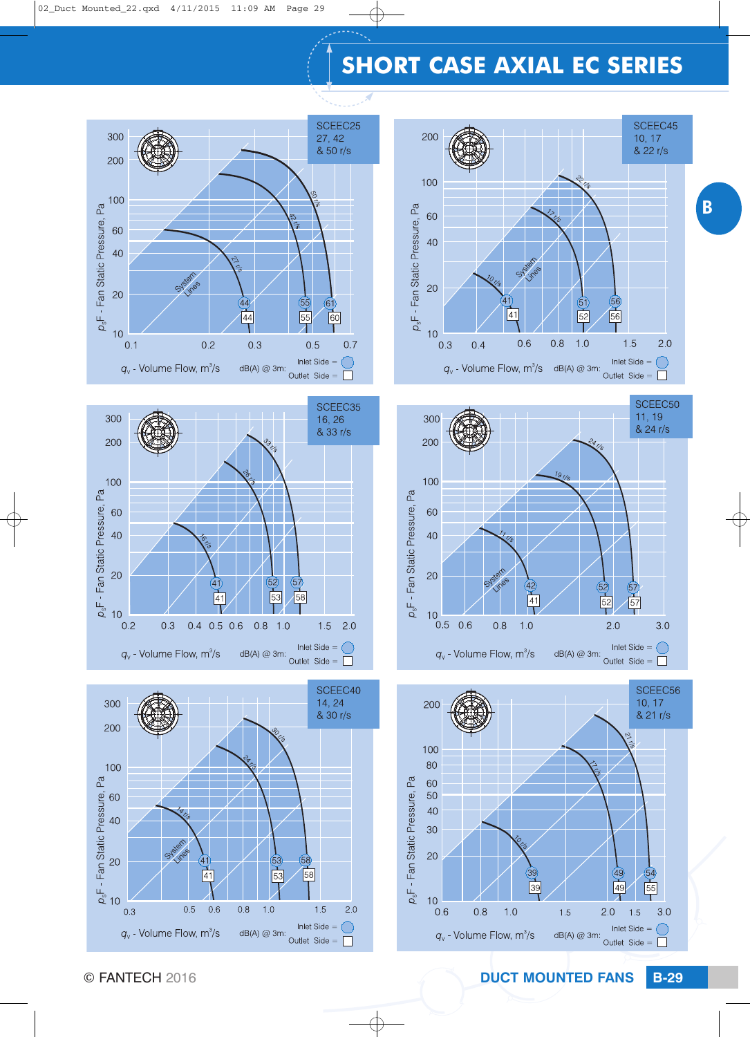# SHORT CASE AXIAL EC SERIES

B

**SCEEC25**
27, 42 & 50 r/s

$p_sF$ - Fan Static Pressure, Pa: 300, 200, 100, 60, 40, 20, 10

$q_v$ - Volume Flow, m³/s: 0.1, 0.2, 0.3, 0.5, 0.7

Curves: 27 r/s, 42 r/s, 50 r/s; System Lines

dB(A) @ 3m: Inlet Side = ○ (44, 55, 61); Outlet Side = □ (44, 55, 60)

**SCEEC45**
10, 17 & 22 r/s

$p_sF$ - Fan Static Pressure, Pa: 200, 100, 60, 40, 20, 10

$q_v$ - Volume Flow, m³/s: 0.3, 0.4, 0.6, 0.8, 1.0, 1.5, 2.0

Curves: 10 r/s, 17 r/s, 22 r/s; System Lines

dB(A) @ 3m: Inlet Side = ○ (41, 51, 56); Outlet Side = □ (41, 52, 56)

**SCEEC35**
16, 26 & 33 r/s

$p_sF$ - Fan Static Pressure, Pa: 300, 200, 100, 60, 40, 20, 10

$q_v$ - Volume Flow, m³/s: 0.2, 0.3, 0.4, 0.5, 0.6, 0.8, 1.0, 1.5, 2.0

Curves: 16 r/s, 26 r/s, 33 r/s

dB(A) @ 3m: Inlet Side = ○ (41, 52, 57); Outlet Side = □ (41, 53, 58)

**SCEEC50**
11, 19 & 24 r/s

$p_sF$ - Fan Static Pressure, Pa: 300, 200, 100, 60, 40, 20, 10

$q_v$ - Volume Flow, m³/s: 0.5, 0.6, 0.8, 1.0, 2.0, 3.0

Curves: 11 r/s, 19 r/s, 24 r/s; System Lines

dB(A) @ 3m: Inlet Side = ○ (42, 52, 57); Outlet Side = □ (41, 52, 57)

**SCEEC40**
14, 24 & 30 r/s

$p_sF$ - Fan Static Pressure, Pa: 300, 200, 100, 60, 40, 20, 10

$q_v$ - Volume Flow, m³/s: 0.3, 0.5, 0.6, 0.8, 1.0, 1.5, 2.0

Curves: 14 r/s, 24 r/s, 30 r/s; System Lines

dB(A) @ 3m: Inlet Side = ○ (41, 53, 58); Outlet Side = □ (41, 53, 58)

**SCEEC56**
10, 17 & 21 r/s

$p_sF$ - Fan Static Pressure, Pa: 200, 100, 80, 60, 50, 40, 30, 20, 10

$q_v$ - Volume Flow, m³/s: 0.6, 0.8, 1.0, 1.5, 2.0, 1.5, 3.0

Curves: 10 r/s, 17 r/s, 21 r/s

dB(A) @ 3m: Inlet Side = ○ (39, 49, 54); Outlet Side = □ (39, 49, 55)

© FANTECH 2016

DUCT MOUNTED FANS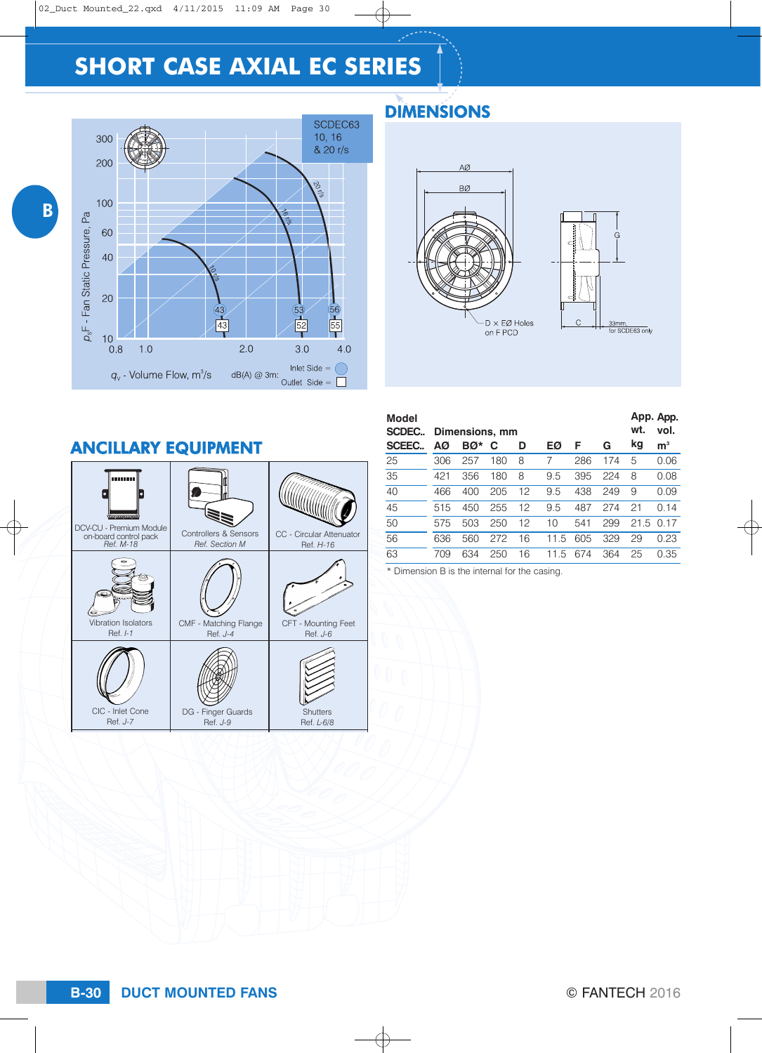# SHORT CASE AXIAL EC SERIES

SCDEC63
10, 16
& 20 r/s

$p_{sF}$ - Fan Static Pressure, Pa

$q_v$ - Volume Flow, $m^3/s$

dB(A) @ 3m: Inlet Side = ○ Outlet Side = □

## DIMENSIONS

AØ

BØ

G

D × EØ Holes on F PCD

C

33mm. for SCDE63 only

| Model SCDEC.. SCEEC.. | Dimensions, mm AØ | BØ* | C | D | EØ | F | G | App. wt. kg | App. vol. $m^3$ |
|---|---|---|---|---|---|---|---|---|---|
| 25 | 306 | 257 | 180 | 8 | 7 | 286 | 174 | 5 | 0.06 |
| 35 | 421 | 356 | 180 | 8 | 9.5 | 395 | 224 | 8 | 0.08 |
| 40 | 466 | 400 | 205 | 12 | 9.5 | 438 | 249 | 9 | 0.09 |
| 45 | 515 | 450 | 255 | 12 | 9.5 | 487 | 274 | 21 | 0.14 |
| 50 | 575 | 503 | 250 | 12 | 10 | 541 | 299 | 21.5 | 0.17 |
| 56 | 636 | 560 | 272 | 16 | 11.5 | 605 | 329 | 29 | 0.23 |
| 63 | 709 | 634 | 250 | 16 | 11.5 | 674 | 364 | 25 | 0.35 |

\* Dimension B is the internal for the casing.

## ANCILLARY EQUIPMENT

| | | |
|---|---|---|
| DCV-CU - Premium Module on-board control pack *Ref. M-18* | Controllers & Sensors *Ref. Section M* | CC - Circular Attenuator *Ref. H-16* |
| Vibration Isolators *Ref. I-1* | CMF - Matching Flange *Ref. J-4* | CFT - Mounting Feet *Ref. J-6* |
| CIC - Inlet Cone *Ref. J-7* | DG - Finger Guards *Ref. J-9* | Shutters *Ref. L-6/8* |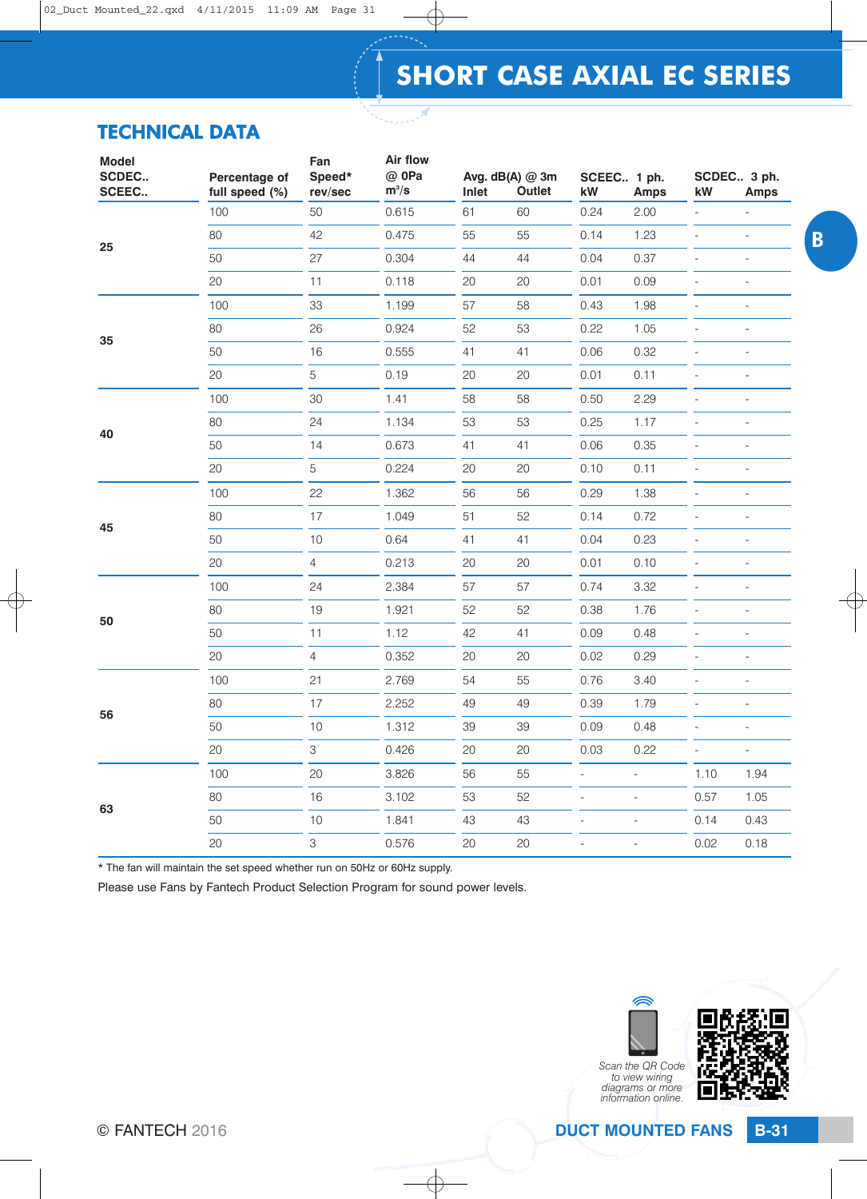# SHORT CASE AXIAL EC SERIES

## TECHNICAL DATA

| Model SCDEC.. SCEEC.. | Percentage of full speed (%) | Fan Speed* rev/sec | Air flow @ 0Pa $m^3/s$ | Avg. dB(A) @ 3m Inlet | Outlet | SCEEC.. 1 ph. kW | Amps | SCDEC.. 3 ph. kW | Amps |
|---|---|---|---|---|---|---|---|---|---|
| 25 | 100 | 50 | 0.615 | 61 | 60 | 0.24 | 2.00 | - | - |
| | 80 | 42 | 0.475 | 55 | 55 | 0.14 | 1.23 | - | - |
| | 50 | 27 | 0.304 | 44 | 44 | 0.04 | 0.37 | - | - |
| | 20 | 11 | 0.118 | 20 | 20 | 0.01 | 0.09 | - | - |
| 35 | 100 | 33 | 1.199 | 57 | 58 | 0.43 | 1.98 | - | - |
| | 80 | 26 | 0.924 | 52 | 53 | 0.22 | 1.05 | - | - |
| | 50 | 16 | 0.555 | 41 | 41 | 0.06 | 0.32 | - | - |
| | 20 | 5 | 0.19 | 20 | 20 | 0.01 | 0.11 | - | - |
| 40 | 100 | 30 | 1.41 | 58 | 58 | 0.50 | 2.29 | - | - |
| | 80 | 24 | 1.134 | 53 | 53 | 0.25 | 1.17 | - | - |
| | 50 | 14 | 0.673 | 41 | 41 | 0.06 | 0.35 | - | - |
| | 20 | 5 | 0.224 | 20 | 20 | 0.10 | 0.11 | - | - |
| 45 | 100 | 22 | 1.362 | 56 | 56 | 0.29 | 1.38 | - | - |
| | 80 | 17 | 1.049 | 51 | 52 | 0.14 | 0.72 | - | - |
| | 50 | 10 | 0.64 | 41 | 41 | 0.04 | 0.23 | - | - |
| | 20 | 4 | 0.213 | 20 | 20 | 0.01 | 0.10 | - | - |
| 50 | 100 | 24 | 2.384 | 57 | 57 | 0.74 | 3.32 | - | - |
| | 80 | 19 | 1.921 | 52 | 52 | 0.38 | 1.76 | - | - |
| | 50 | 11 | 1.12 | 42 | 41 | 0.09 | 0.48 | - | - |
| | 20 | 4 | 0.352 | 20 | 20 | 0.02 | 0.29 | - | - |
| 56 | 100 | 21 | 2.769 | 54 | 55 | 0.76 | 3.40 | - | - |
| | 80 | 17 | 2.252 | 49 | 49 | 0.39 | 1.79 | - | - |
| | 50 | 10 | 1.312 | 39 | 39 | 0.09 | 0.48 | - | - |
| | 20 | 3 | 0.426 | 20 | 20 | 0.03 | 0.22 | - | - |
| 63 | 100 | 20 | 3.826 | 56 | 55 | - | - | 1.10 | 1.94 |
| | 80 | 16 | 3.102 | 53 | 52 | - | - | 0.57 | 1.05 |
| | 50 | 10 | 1.841 | 43 | 43 | - | - | 0.14 | 0.43 |
| | 20 | 3 | 0.576 | 20 | 20 | - | - | 0.02 | 0.18 |

* The fan will maintain the set speed whether run on 50Hz or 60Hz supply.

Please use Fans by Fantech Product Selection Program for sound power levels.

*Scan the QR Code to view wiring diagrams or more information online.*

© FANTECH 2016

DUCT MOUNTED FANS